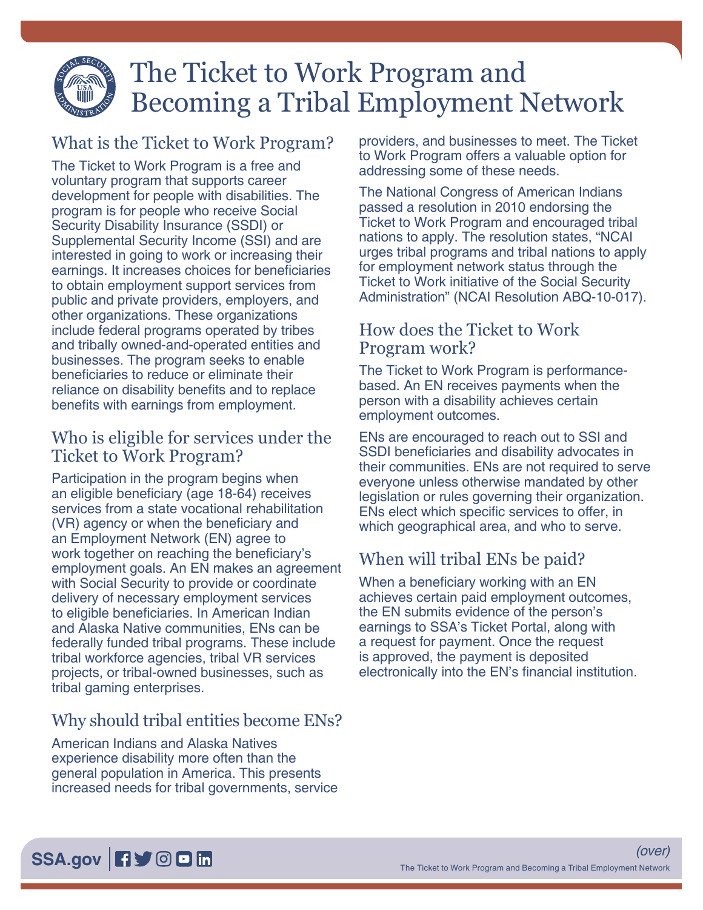# The Ticket to Work Program and Becoming a Tribal Employment Network

## What is the Ticket to Work Program?

The Ticket to Work Program is a free and voluntary program that supports career development for people with disabilities. The program is for people who receive Social Security Disability Insurance (SSDI) or Supplemental Security Income (SSI) and are interested in going to work or increasing their earnings. It increases choices for beneficiaries to obtain employment support services from public and private providers, employers, and other organizations. These organizations include federal programs operated by tribes and tribally owned-and-operated entities and businesses. The program seeks to enable beneficiaries to reduce or eliminate their reliance on disability benefits and to replace benefits with earnings from employment.

## Who is eligible for services under the Ticket to Work Program?

Participation in the program begins when an eligible beneficiary (age 18-64) receives services from a state vocational rehabilitation (VR) agency or when the beneficiary and an Employment Network (EN) agree to work together on reaching the beneficiary's employment goals. An EN makes an agreement with Social Security to provide or coordinate delivery of necessary employment services to eligible beneficiaries. In American Indian and Alaska Native communities, ENs can be federally funded tribal programs. These include tribal workforce agencies, tribal VR services projects, or tribal-owned businesses, such as tribal gaming enterprises.

## Why should tribal entities become ENs?

American Indians and Alaska Natives experience disability more often than the general population in America. This presents increased needs for tribal governments, service providers, and businesses to meet. The Ticket to Work Program offers a valuable option for addressing some of these needs.

The National Congress of American Indians passed a resolution in 2010 endorsing the Ticket to Work Program and encouraged tribal nations to apply. The resolution states, "NCAI urges tribal programs and tribal nations to apply for employment network status through the Ticket to Work initiative of the Social Security Administration" (NCAI Resolution ABQ-10-017).

## How does the Ticket to Work Program work?

The Ticket to Work Program is performance-based. An EN receives payments when the person with a disability achieves certain employment outcomes.

ENs are encouraged to reach out to SSI and SSDI beneficiaries and disability advocates in their communities. ENs are not required to serve everyone unless otherwise mandated by other legislation or rules governing their organization. ENs elect which specific services to offer, in which geographical area, and who to serve.

## When will tribal ENs be paid?

When a beneficiary working with an EN achieves certain paid employment outcomes, the EN submits evidence of the person's earnings to SSA's Ticket Portal, along with a request for payment. Once the request is approved, the payment is deposited electronically into the EN's financial institution.

*(over)*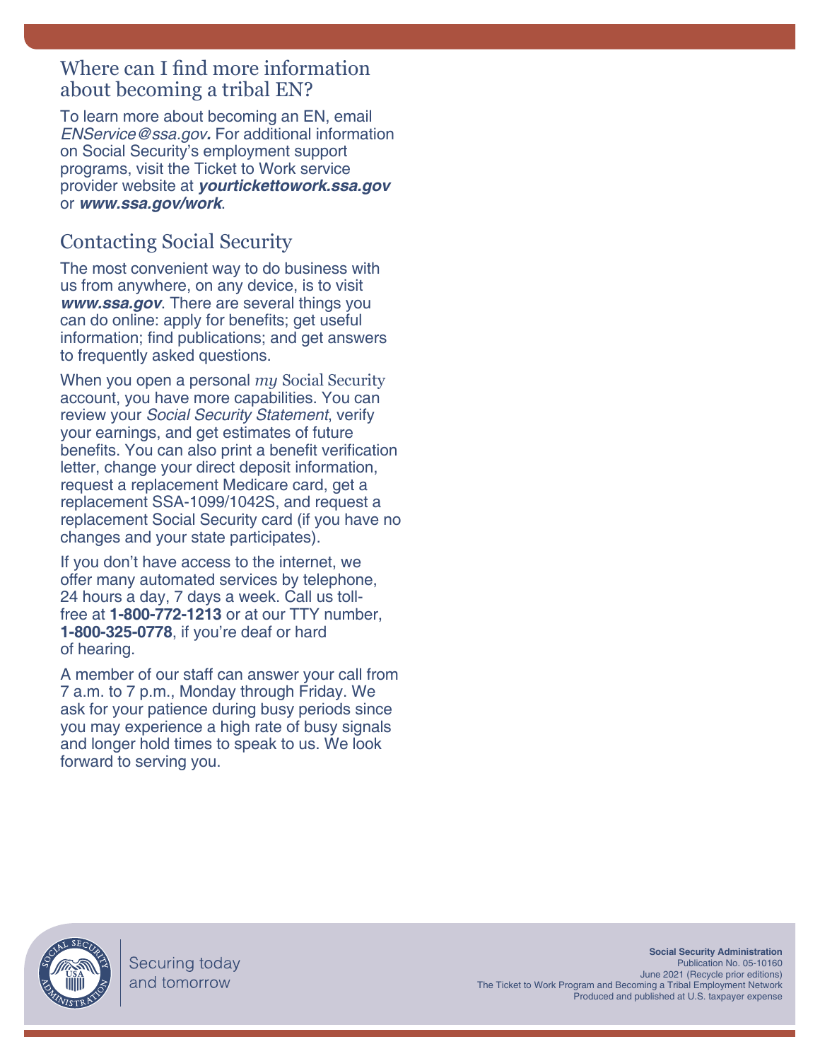## Where can I find more information about becoming a tribal EN?

To learn more about becoming an EN, email *ENService@ssa.gov***.** For additional information on Social Security's employment support programs, visit the Ticket to Work service provider website at ***yourtickettowork.ssa.gov*** or ***www.ssa.gov/work***.

## Contacting Social Security

The most convenient way to do business with us from anywhere, on any device, is to visit ***www.ssa.gov***. There are several things you can do online: apply for benefits; get useful information; find publications; and get answers to frequently asked questions.

When you open a personal *my* Social Security account, you have more capabilities. You can review your *Social Security Statement*, verify your earnings, and get estimates of future benefits. You can also print a benefit verification letter, change your direct deposit information, request a replacement Medicare card, get a replacement SSA-1099/1042S, and request a replacement Social Security card (if you have no changes and your state participates).

If you don't have access to the internet, we offer many automated services by telephone, 24 hours a day, 7 days a week. Call us toll-free at **1-800-772-1213** or at our TTY number, **1-800-325-0778**, if you're deaf or hard of hearing.

A member of our staff can answer your call from 7 a.m. to 7 p.m., Monday through Friday. We ask for your patience during busy periods since you may experience a high rate of busy signals and longer hold times to speak to us. We look forward to serving you.

Securing today and tomorrow

**Social Security Administration**
Publication No. 05-10160
June 2021 (Recycle prior editions)
The Ticket to Work Program and Becoming a Tribal Employment Network
Produced and published at U.S. taxpayer expense